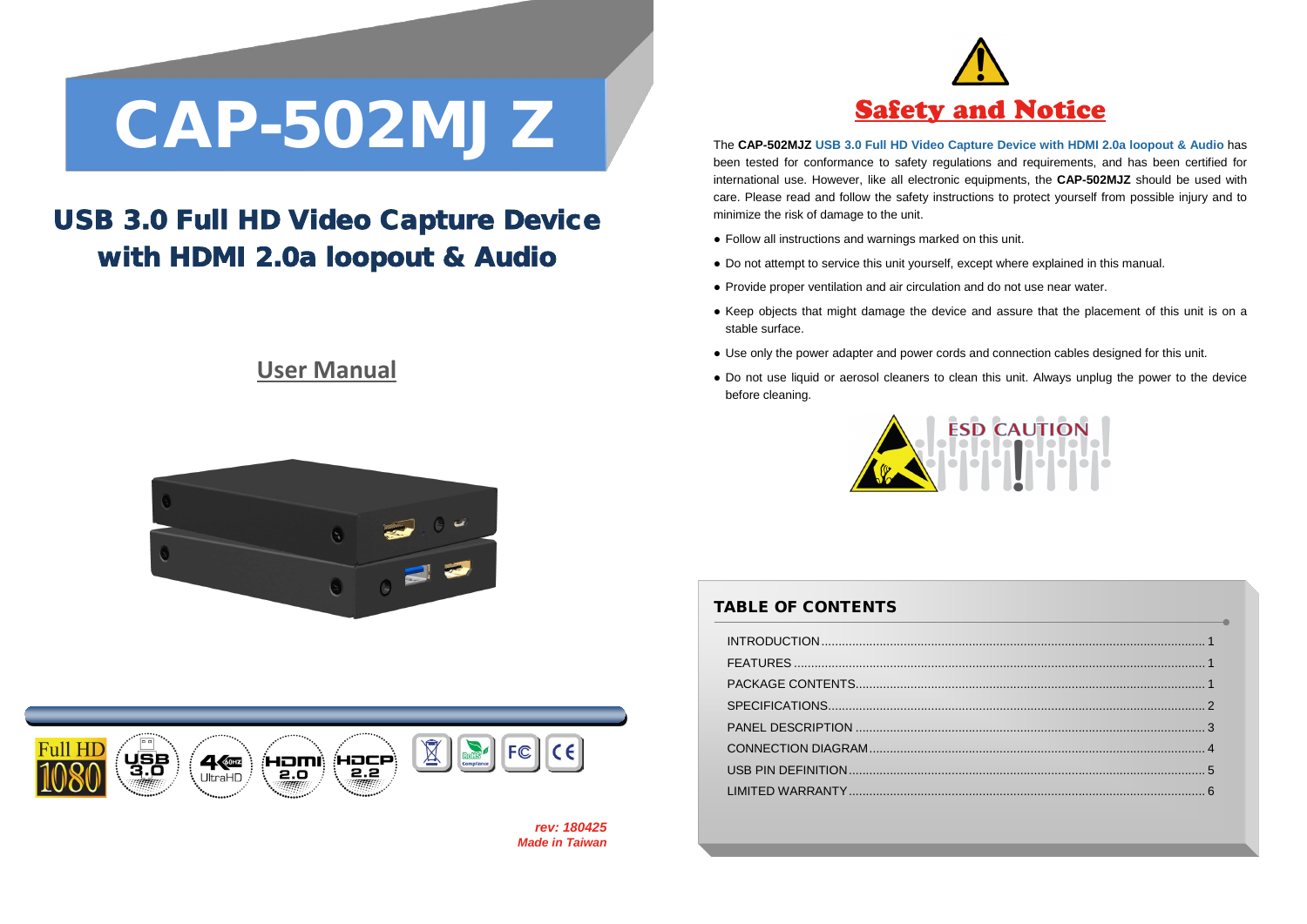# CAP-502MJ Z

## USB 3.0 Full HD Video Capture Device with HDMI 2.0a loopout & Audio

**User Manual**

*rev: 180425*
*Made in Taiwan*

## Safety and Notice

The **CAP-502MJZ** **USB 3.0 Full HD Video Capture Device with HDMI 2.0a loopout & Audio** has been tested for conformance to safety regulations and requirements, and has been certified for international use. However, like all electronic equipments, the **CAP-502MJZ** should be used with care. Please read and follow the safety instructions to protect yourself from possible injury and to minimize the risk of damage to the unit.

- Follow all instructions and warnings marked on this unit.
- Do not attempt to service this unit yourself, except where explained in this manual.
- Provide proper ventilation and air circulation and do not use near water.
- Keep objects that might damage the device and assure that the placement of this unit is on a stable surface.
- Use only the power adapter and power cords and connection cables designed for this unit.
- Do not use liquid or aerosol cleaners to clean this unit. Always unplug the power to the device before cleaning.

ESD CAUTION

### TABLE OF CONTENTS

| | |
|---|---|
| INTRODUCTION | 1 |
| FEATURES | 1 |
| PACKAGE CONTENTS | 1 |
| SPECIFICATIONS | 2 |
| PANEL DESCRIPTION | 3 |
| CONNECTION DIAGRAM | 4 |
| USB PIN DEFINITION | 5 |
| LIMITED WARRANTY | 6 |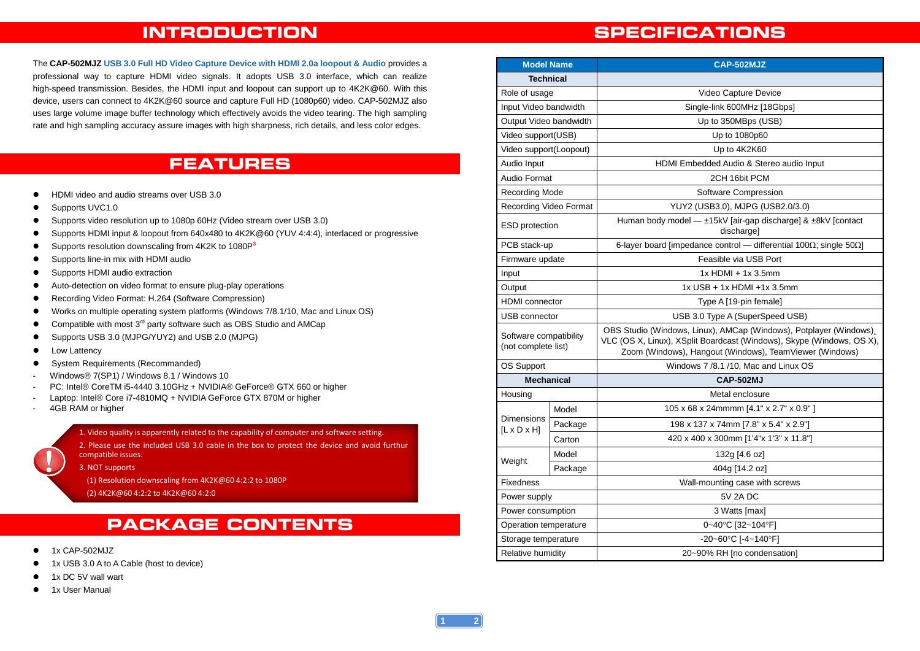# INTRODUCTION

The **CAP-502MJZ** **USB 3.0 Full HD Video Capture Device with HDMI 2.0a loopout & Audio** provides a professional way to capture HDMI video signals. It adopts USB 3.0 interface, which can realize high-speed transmission. Besides, the HDMI input and loopout can support up to 4K2K@60. With this device, users can connect to 4K2K@60 source and capture Full HD (1080p60) video. CAP-502MJZ also uses large volume image buffer technology which effectively avoids the video tearing. The high sampling rate and high sampling accuracy assure images with high sharpness, rich details, and less color edges.

# FEATURES

- HDMI video and audio streams over USB 3.0
- Supports UVC1.0
- Supports video resolution up to 1080p 60Hz (Video stream over USB 3.0)
- Supports HDMI input & loopout from 640x480 to 4K2K@60 (YUV 4:4:4), interlaced or progressive
- Supports resolution downscaling from 4K2K to 1080P[3]
- Supports line-in mix with HDMI audio
- Supports HDMI audio extraction
- Auto-detection on video format to ensure plug-play operations
- Recording Video Format: H.264 (Software Compression)
- Works on multiple operating system platforms (Windows 7/8.1/10, Mac and Linux OS)
- Compatible with most 3rd party software such as OBS Studio and AMCap
- Supports USB 3.0 (MJPG/YUY2) and USB 2.0 (MJPG)
- Low Latency
- System Requirements (Recommanded)
  - Windows® 7(SP1) / Windows 8.1 / Windows 10
  - PC: Intel® CoreTM i5-4440 3.10GHz + NVIDIA® GeForce® GTX 660 or higher
  - Laptop: Intel® Core i7-4810MQ + NVIDIA GeForce GTX 870M or higher
  - 4GB RAM or higher

1. Video quality is apparently related to the capability of computer and software setting.
2. Please use the included USB 3.0 cable in the box to protect the device and avoid furthur compatible issues.
3. NOT supports
   (1) Resolution downscaling from 4K2K@60 4:2:2 to 1080P
   (2) 4K2K@60 4:2:2 to 4K2K@60 4:2:0

# PACKAGE CONTENTS

- 1x CAP-502MJZ
- 1x USB 3.0 A to A Cable (host to device)
- 1x DC 5V wall wart
- 1x User Manual

# SPECIFICATIONS

| Model Name | | CAP-502MJZ |
|---|---|---|
| **Technical** | | |
| Role of usage | | Video Capture Device |
| Input Video bandwidth | | Single-link 600MHz [18Gbps] |
| Output Video bandwidth | | Up to 350MBps (USB) |
| Video support(USB) | | Up to 1080p60 |
| Video support(Loopout) | | Up to 4K2K60 |
| Audio Input | | HDMI Embedded Audio & Stereo audio Input |
| Audio Format | | 2CH 16bit PCM |
| Recording Mode | | Software Compression |
| Recording Video Format | | YUY2 (USB3.0), MJPG (USB2.0/3.0) |
| ESD protection | | Human body model — ±15kV [air-gap discharge] & ±8kV [contact discharge] |
| PCB stack-up | | 6-layer board [impedance control — differential 100Ω; single 50Ω] |
| Firmware update | | Feasible via USB Port |
| Input | | 1x HDMI + 1x 3.5mm |
| Output | | 1x USB + 1x HDMI +1x 3.5mm |
| HDMI connector | | Type A [19-pin female] |
| USB connector | | USB 3.0 Type A (SuperSpeed USB) |
| Software compatibility (not complete list) | | OBS Studio (Windows, Linux), AMCap (Windows), Potplayer (Windows), VLC (OS X, Linux), XSplit Boardcast (Windows), Skype (Windows, OS X), Zoom (Windows), Hangout (Windows), TeamViewer (Windows) |
| OS Support | | Windows 7 /8.1 /10, Mac and Linux OS |
| **Mechanical** | | **CAP-502MJ** |
| Housing | | Metal enclosure |
| Dimensions [L x D x H] | Model | 105 x 68 x 24mmmm [4.1" x 2.7" x 0.9" ] |
| | Package | 198 x 137 x 74mm [7.8" x 5.4" x 2.9"] |
| | Carton | 420 x 400 x 300mm [1'4"x 1'3" x 11.8"] |
| Weight | Model | 132g [4.6 oz] |
| | Packag | 404g [14.2 oz] |
| Fixedness | | Wall-mounting case with screws |
| Power supply | | 5V 2A DC |
| Power consumption | | 3 Watts [max] |
| Operation temperature | | 0~40°C [32~104°F] |
| Storage temperature | | -20~60°C [-4~140°F] |
| Relative humidity | | 20~90% RH [no condensation] |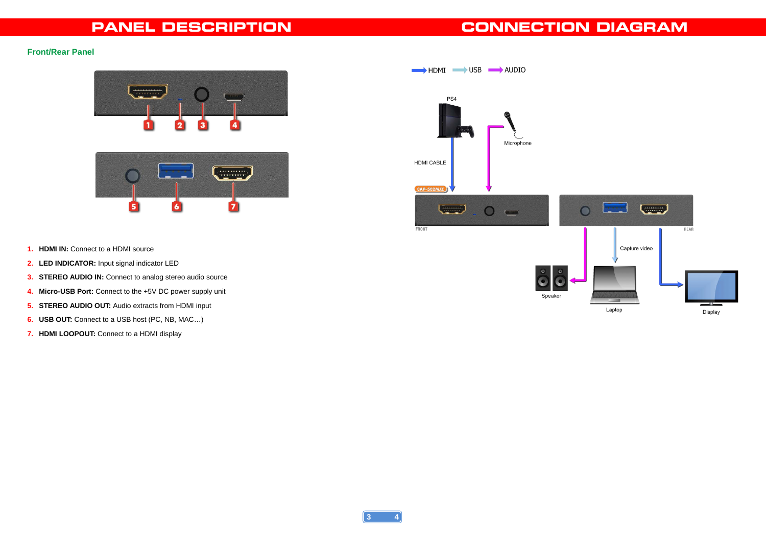# PANEL DESCRIPTION

## Front/Rear Panel

1. **HDMI IN:** Connect to a HDMI source
2. **LED INDICATOR:** Input signal indicator LED
3. **STEREO AUDIO IN:** Connect to analog stereo audio source
4. **Micro-USB Port:** Connect to the +5V DC power supply unit
5. **STEREO AUDIO OUT:** Audio extracts from HDMI input
6. **USB OUT:** Connect to a USB host (PC, NB, MAC…)
7. **HDMI LOOPOUT:** Connect to a HDMI display

# CONNECTION DIAGRAM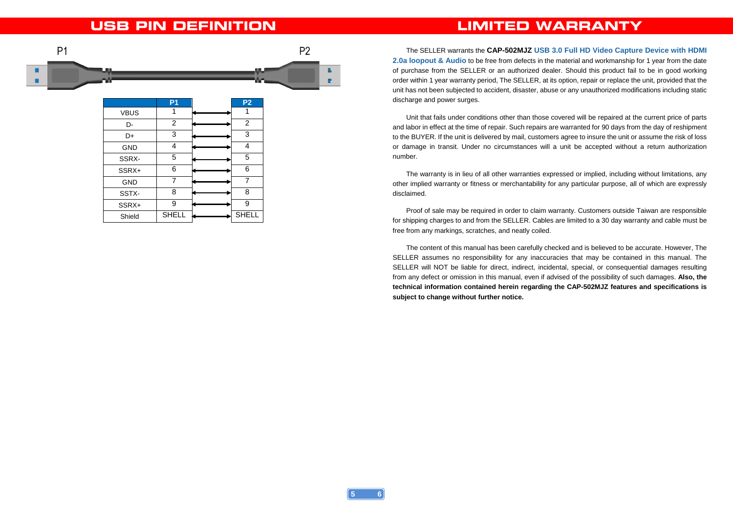# USB PIN DEFINITION

P1

P2

| | P1 | | P2 |
|---|---|---|---|
| VBUS | 1 | ←→ | 1 |
| D- | 2 | ←→ | 2 |
| D+ | 3 | ←→ | 3 |
| GND | 4 | ←→ | 4 |
| SSRX- | 5 | ←→ | 5 |
| SSRX+ | 6 | ←→ | 6 |
| GND | 7 | ←→ | 7 |
| SSTX- | 8 | ←→ | 8 |
| SSRX+ | 9 | ←→ | 9 |
| Shield | SHELL | ←→ | SHELL |

# LIMITED WARRANTY

The SELLER warrants the **CAP-502MJZ** **USB 3.0 Full HD Video Capture Device with HDMI 2.0a loopout & Audio** to be free from defects in the material and workmanship for 1 year from the date of purchase from the SELLER or an authorized dealer. Should this product fail to be in good working order within 1 year warranty period, The SELLER, at its option, repair or replace the unit, provided that the unit has not been subjected to accident, disaster, abuse or any unauthorized modifications including static discharge and power surges.

Unit that fails under conditions other than those covered will be repaired at the current price of parts and labor in effect at the time of repair. Such repairs are warranted for 90 days from the day of reshipment to the BUYER. If the unit is delivered by mail, customers agree to insure the unit or assume the risk of loss or damage in transit. Under no circumstances will a unit be accepted without a return authorization number.

The warranty is in lieu of all other warranties expressed or implied, including without limitations, any other implied warranty or fitness or merchantability for any particular purpose, all of which are expressly disclaimed.

Proof of sale may be required in order to claim warranty. Customers outside Taiwan are responsible for shipping charges to and from the SELLER. Cables are limited to a 30 day warranty and cable must be free from any markings, scratches, and neatly coiled.

The content of this manual has been carefully checked and is believed to be accurate. However, The SELLER assumes no responsibility for any inaccuracies that may be contained in this manual. The SELLER will NOT be liable for direct, indirect, incidental, special, or consequential damages resulting from any defect or omission in this manual, even if advised of the possibility of such damages. **Also, the technical information contained herein regarding the CAP-502MJZ features and specifications is subject to change without further notice.**